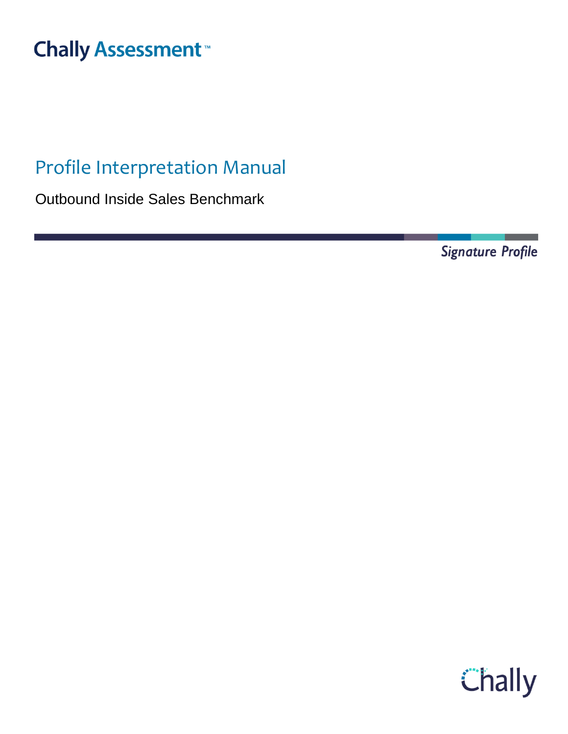Chally Assessment™

# Profile Interpretation Manual

Outbound Inside Sales Benchmark

*Signature Profile*

Chally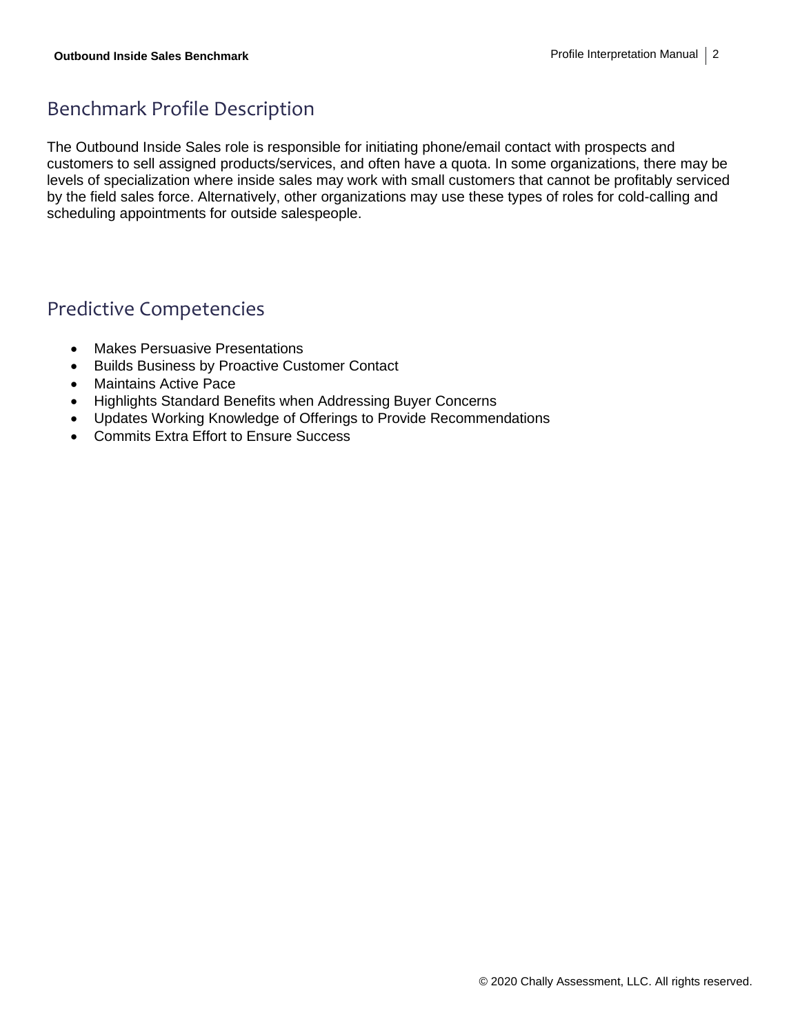## Benchmark Profile Description

The Outbound Inside Sales role is responsible for initiating phone/email contact with prospects and customers to sell assigned products/services, and often have a quota. In some organizations, there may be levels of specialization where inside sales may work with small customers that cannot be profitably serviced by the field sales force. Alternatively, other organizations may use these types of roles for cold-calling and scheduling appointments for outside salespeople.

## Predictive Competencies

- Makes Persuasive Presentations
- Builds Business by Proactive Customer Contact
- Maintains Active Pace
- Highlights Standard Benefits when Addressing Buyer Concerns
- Updates Working Knowledge of Offerings to Provide Recommendations
- Commits Extra Effort to Ensure Success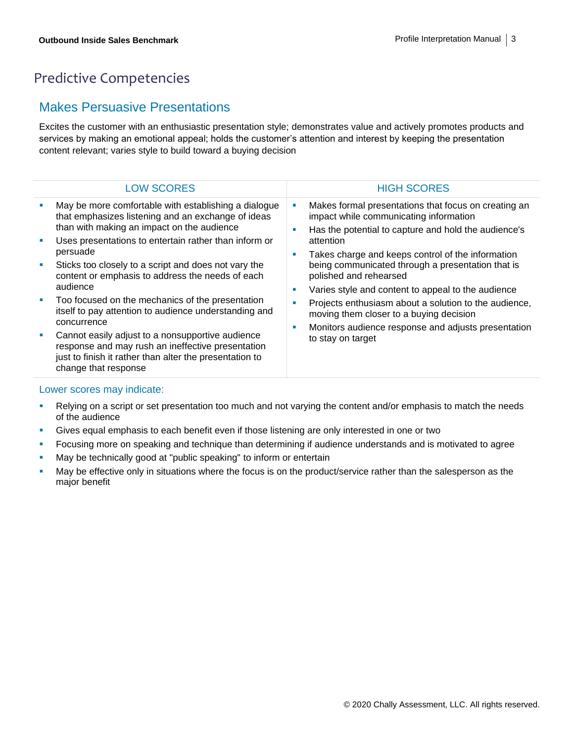# Predictive Competencies

## Makes Persuasive Presentations

Excites the customer with an enthusiastic presentation style; demonstrates value and actively promotes products and services by making an emotional appeal; holds the customer's attention and interest by keeping the presentation content relevant; varies style to build toward a buying decision

| LOW SCORES | HIGH SCORES |
| --- | --- |
| ▪ May be more comfortable with establishing a dialogue that emphasizes listening and an exchange of ideas than with making an impact on the audience<br>▪ Uses presentations to entertain rather than inform or persuade<br>▪ Sticks too closely to a script and does not vary the content or emphasis to address the needs of each audience<br>▪ Too focused on the mechanics of the presentation itself to pay attention to audience understanding and concurrence<br>▪ Cannot easily adjust to a nonsupportive audience response and may rush an ineffective presentation just to finish it rather than alter the presentation to change that response | ▪ Makes formal presentations that focus on creating an impact while communicating information<br>▪ Has the potential to capture and hold the audience's attention<br>▪ Takes charge and keeps control of the information being communicated through a presentation that is polished and rehearsed<br>▪ Varies style and content to appeal to the audience<br>▪ Projects enthusiasm about a solution to the audience, moving them closer to a buying decision<br>▪ Monitors audience response and adjusts presentation to stay on target |

### Lower scores may indicate:

- Relying on a script or set presentation too much and not varying the content and/or emphasis to match the needs of the audience
- Gives equal emphasis to each benefit even if those listening are only interested in one or two
- Focusing more on speaking and technique than determining if audience understands and is motivated to agree
- May be technically good at "public speaking" to inform or entertain
- May be effective only in situations where the focus is on the product/service rather than the salesperson as the major benefit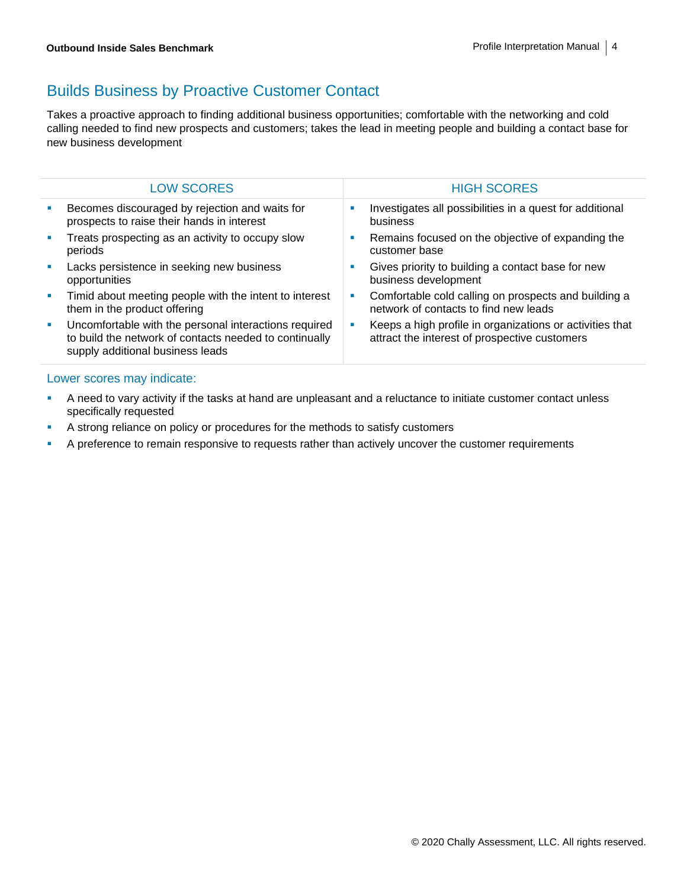## Builds Business by Proactive Customer Contact

Takes a proactive approach to finding additional business opportunities; comfortable with the networking and cold calling needed to find new prospects and customers; takes the lead in meeting people and building a contact base for new business development

| LOW SCORES | HIGH SCORES |
|---|---|
| ▪ Becomes discouraged by rejection and waits for prospects to raise their hands in interest<br>▪ Treats prospecting as an activity to occupy slow periods<br>▪ Lacks persistence in seeking new business opportunities<br>▪ Timid about meeting people with the intent to interest them in the product offering<br>▪ Uncomfortable with the personal interactions required to build the network of contacts needed to continually supply additional business leads | ▪ Investigates all possibilities in a quest for additional business<br>▪ Remains focused on the objective of expanding the customer base<br>▪ Gives priority to building a contact base for new business development<br>▪ Comfortable cold calling on prospects and building a network of contacts to find new leads<br>▪ Keeps a high profile in organizations or activities that attract the interest of prospective customers |

### Lower scores may indicate:

- A need to vary activity if the tasks at hand are unpleasant and a reluctance to initiate customer contact unless specifically requested
- A strong reliance on policy or procedures for the methods to satisfy customers
- A preference to remain responsive to requests rather than actively uncover the customer requirements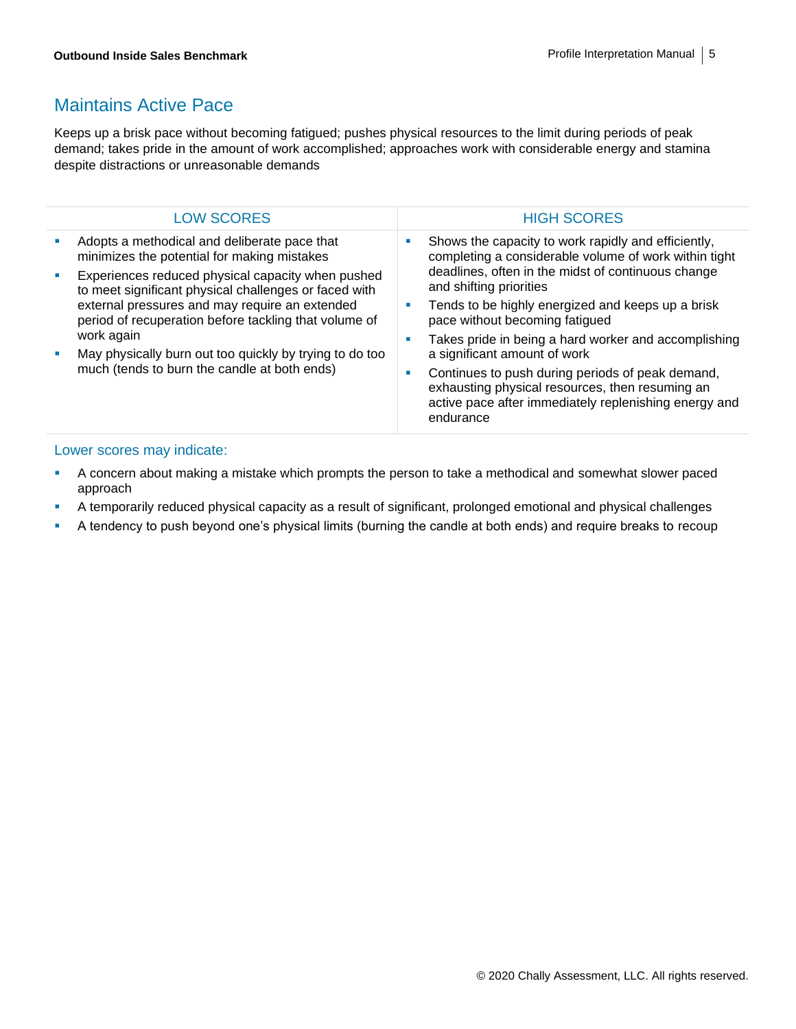## Maintains Active Pace

Keeps up a brisk pace without becoming fatigued; pushes physical resources to the limit during periods of peak demand; takes pride in the amount of work accomplished; approaches work with considerable energy and stamina despite distractions or unreasonable demands

| LOW SCORES | HIGH SCORES |
| --- | --- |
| ▪ Adopts a methodical and deliberate pace that minimizes the potential for making mistakes<br>▪ Experiences reduced physical capacity when pushed to meet significant physical challenges or faced with external pressures and may require an extended period of recuperation before tackling that volume of work again<br>▪ May physically burn out too quickly by trying to do too much (tends to burn the candle at both ends) | ▪ Shows the capacity to work rapidly and efficiently, completing a considerable volume of work within tight deadlines, often in the midst of continuous change and shifting priorities<br>▪ Tends to be highly energized and keeps up a brisk pace without becoming fatigued<br>▪ Takes pride in being a hard worker and accomplishing a significant amount of work<br>▪ Continues to push during periods of peak demand, exhausting physical resources, then resuming an active pace after immediately replenishing energy and endurance |

### Lower scores may indicate:

- A concern about making a mistake which prompts the person to take a methodical and somewhat slower paced approach
- A temporarily reduced physical capacity as a result of significant, prolonged emotional and physical challenges
- A tendency to push beyond one's physical limits (burning the candle at both ends) and require breaks to recoup

© 2020 Chally Assessment, LLC. All rights reserved.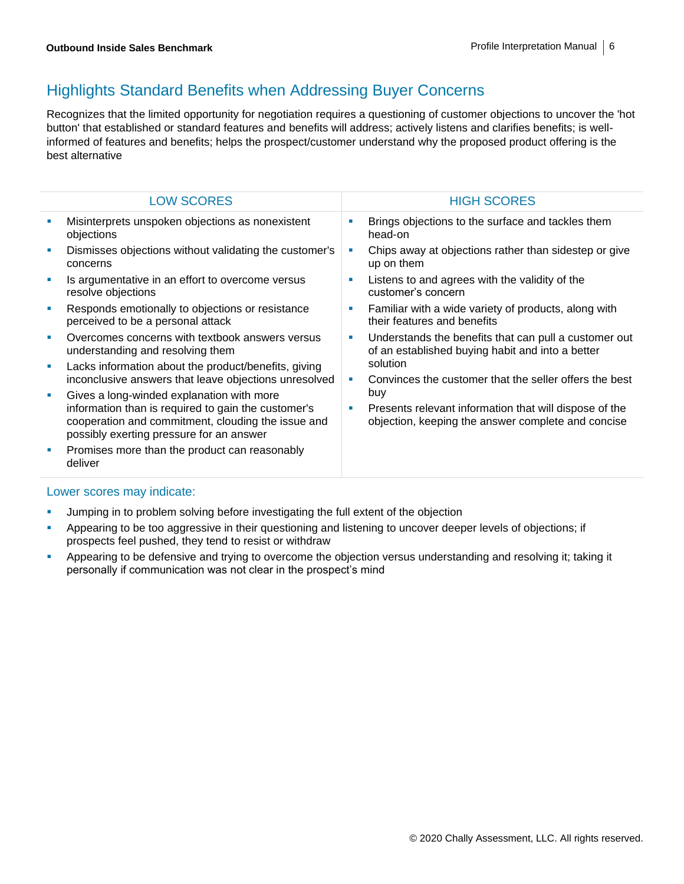## Highlights Standard Benefits when Addressing Buyer Concerns

Recognizes that the limited opportunity for negotiation requires a questioning of customer objections to uncover the 'hot button' that established or standard features and benefits will address; actively listens and clarifies benefits; is well-informed of features and benefits; helps the prospect/customer understand why the proposed product offering is the best alternative

| LOW SCORES | HIGH SCORES |
|---|---|
| • Misinterprets unspoken objections as nonexistent objections<br>• Dismisses objections without validating the customer's concerns<br>• Is argumentative in an effort to overcome versus resolve objections<br>• Responds emotionally to objections or resistance perceived to be a personal attack<br>• Overcomes concerns with textbook answers versus understanding and resolving them<br>• Lacks information about the product/benefits, giving inconclusive answers that leave objections unresolved<br>• Gives a long-winded explanation with more information than is required to gain the customer's cooperation and commitment, clouding the issue and possibly exerting pressure for an answer<br>• Promises more than the product can reasonably deliver | • Brings objections to the surface and tackles them head-on<br>• Chips away at objections rather than sidestep or give up on them<br>• Listens to and agrees with the validity of the customer's concern<br>• Familiar with a wide variety of products, along with their features and benefits<br>• Understands the benefits that can pull a customer out of an established buying habit and into a better solution<br>• Convinces the customer that the seller offers the best buy<br>• Presents relevant information that will dispose of the objection, keeping the answer complete and concise |

### Lower scores may indicate:

- Jumping in to problem solving before investigating the full extent of the objection
- Appearing to be too aggressive in their questioning and listening to uncover deeper levels of objections; if prospects feel pushed, they tend to resist or withdraw
- Appearing to be defensive and trying to overcome the objection versus understanding and resolving it; taking it personally if communication was not clear in the prospect's mind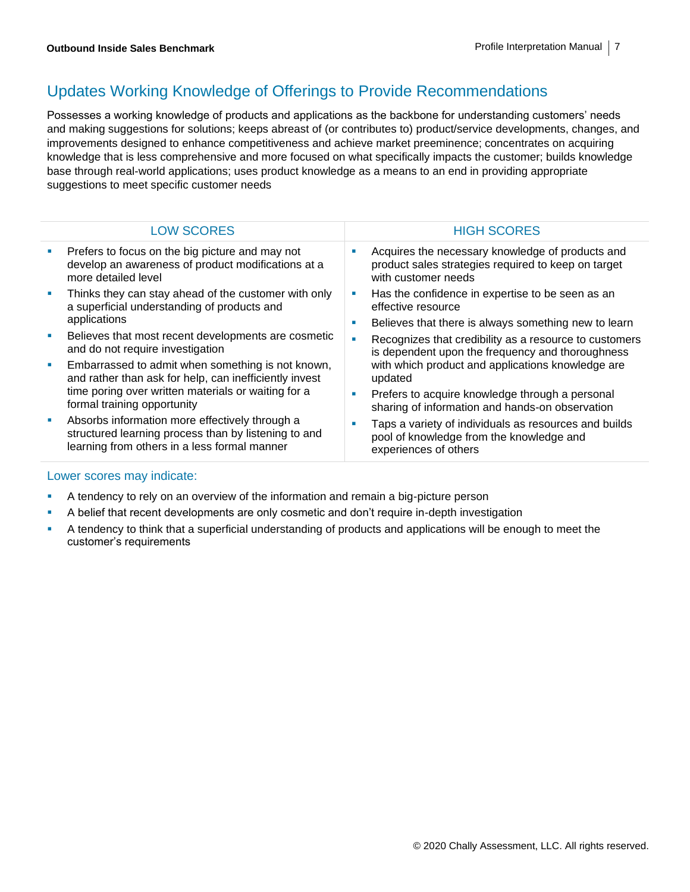## Updates Working Knowledge of Offerings to Provide Recommendations

Possesses a working knowledge of products and applications as the backbone for understanding customers' needs and making suggestions for solutions; keeps abreast of (or contributes to) product/service developments, changes, and improvements designed to enhance competitiveness and achieve market preeminence; concentrates on acquiring knowledge that is less comprehensive and more focused on what specifically impacts the customer; builds knowledge base through real-world applications; uses product knowledge as a means to an end in providing appropriate suggestions to meet specific customer needs

| LOW SCORES | HIGH SCORES |
|---|---|
| ▪ Prefers to focus on the big picture and may not develop an awareness of product modifications at a more detailed level<br>▪ Thinks they can stay ahead of the customer with only a superficial understanding of products and applications<br>▪ Believes that most recent developments are cosmetic and do not require investigation<br>▪ Embarrassed to admit when something is not known, and rather than ask for help, can inefficiently invest time poring over written materials or waiting for a formal training opportunity<br>▪ Absorbs information more effectively through a structured learning process than by listening to and learning from others in a less formal manner | ▪ Acquires the necessary knowledge of products and product sales strategies required to keep on target with customer needs<br>▪ Has the confidence in expertise to be seen as an effective resource<br>▪ Believes that there is always something new to learn<br>▪ Recognizes that credibility as a resource to customers is dependent upon the frequency and thoroughness with which product and applications knowledge are updated<br>▪ Prefers to acquire knowledge through a personal sharing of information and hands-on observation<br>▪ Taps a variety of individuals as resources and builds pool of knowledge from the knowledge and experiences of others |

### Lower scores may indicate:

- A tendency to rely on an overview of the information and remain a big-picture person
- A belief that recent developments are only cosmetic and don't require in-depth investigation
- A tendency to think that a superficial understanding of products and applications will be enough to meet the customer's requirements

© 2020 Chally Assessment, LLC. All rights reserved.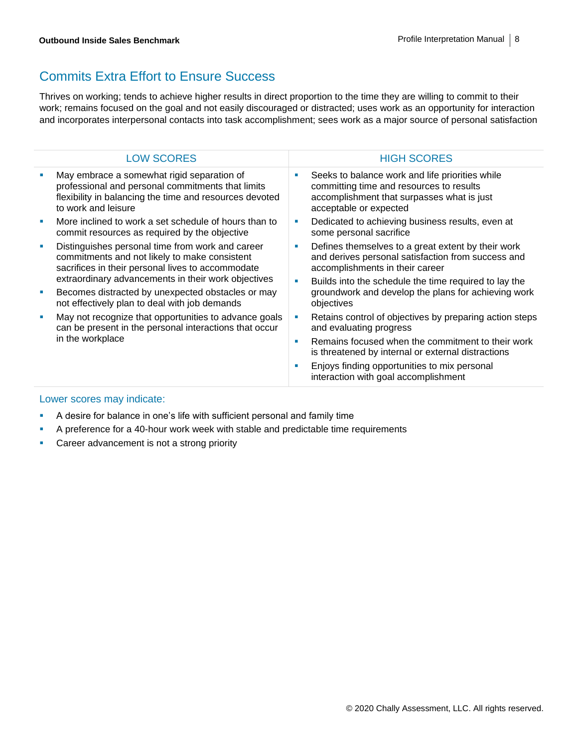## Commits Extra Effort to Ensure Success

Thrives on working; tends to achieve higher results in direct proportion to the time they are willing to commit to their work; remains focused on the goal and not easily discouraged or distracted; uses work as an opportunity for interaction and incorporates interpersonal contacts into task accomplishment; sees work as a major source of personal satisfaction

| LOW SCORES | HIGH SCORES |
| --- | --- |
| ▪ May embrace a somewhat rigid separation of professional and personal commitments that limits flexibility in balancing the time and resources devoted to work and leisure<br>▪ More inclined to work a set schedule of hours than to commit resources as required by the objective<br>▪ Distinguishes personal time from work and career commitments and not likely to make consistent sacrifices in their personal lives to accommodate extraordinary advancements in their work objectives<br>▪ Becomes distracted by unexpected obstacles or may not effectively plan to deal with job demands<br>▪ May not recognize that opportunities to advance goals can be present in the personal interactions that occur in the workplace | ▪ Seeks to balance work and life priorities while committing time and resources to results accomplishment that surpasses what is just acceptable or expected<br>▪ Dedicated to achieving business results, even at some personal sacrifice<br>▪ Defines themselves to a great extent by their work and derives personal satisfaction from success and accomplishments in their career<br>▪ Builds into the schedule the time required to lay the groundwork and develop the plans for achieving work objectives<br>▪ Retains control of objectives by preparing action steps and evaluating progress<br>▪ Remains focused when the commitment to their work is threatened by internal or external distractions<br>▪ Enjoys finding opportunities to mix personal interaction with goal accomplishment |

### Lower scores may indicate:

- A desire for balance in one's life with sufficient personal and family time
- A preference for a 40-hour work week with stable and predictable time requirements
- Career advancement is not a strong priority

© 2020 Chally Assessment, LLC. All rights reserved.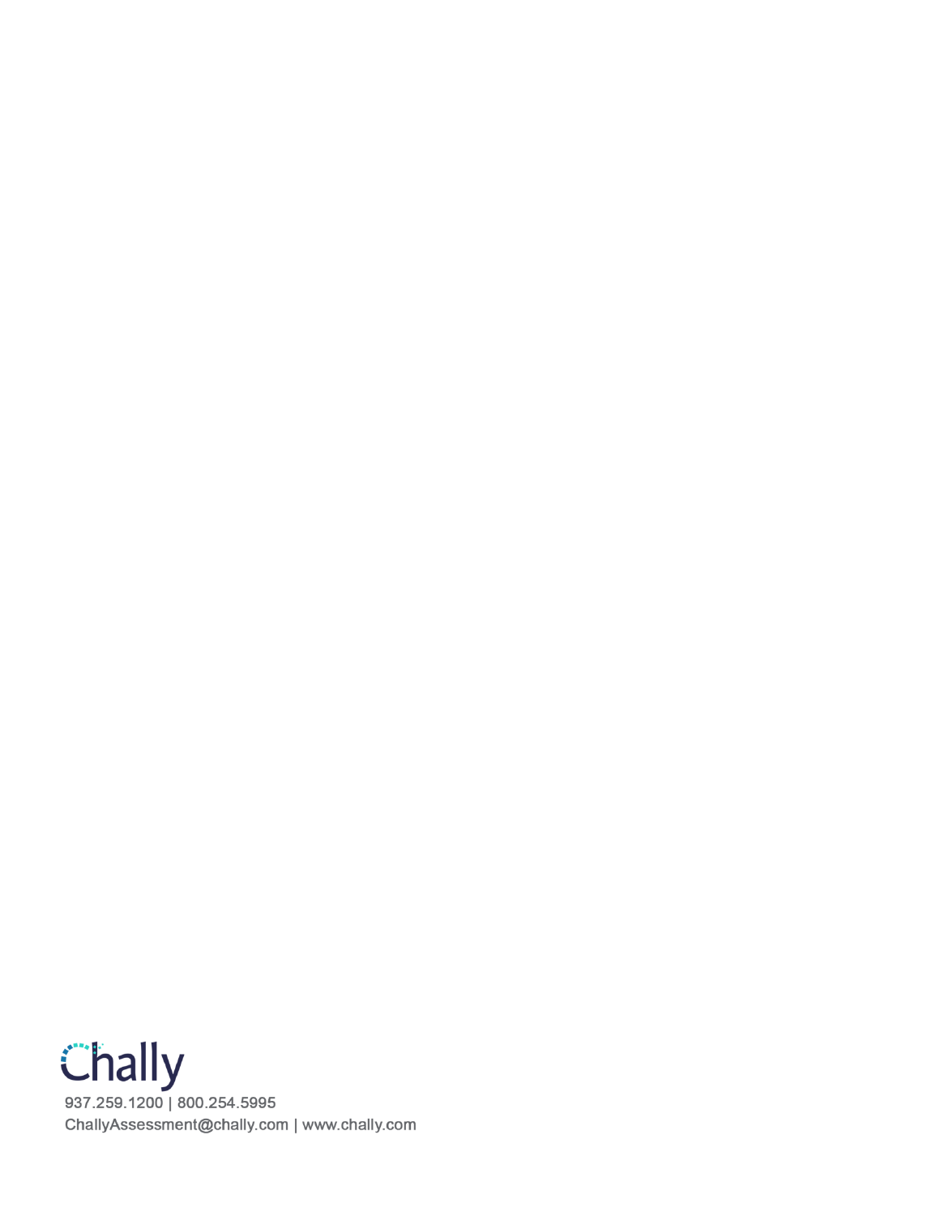Chally

937.259.1200 | 800.254.5995

ChallyAssessment@chally.com | www.chally.com